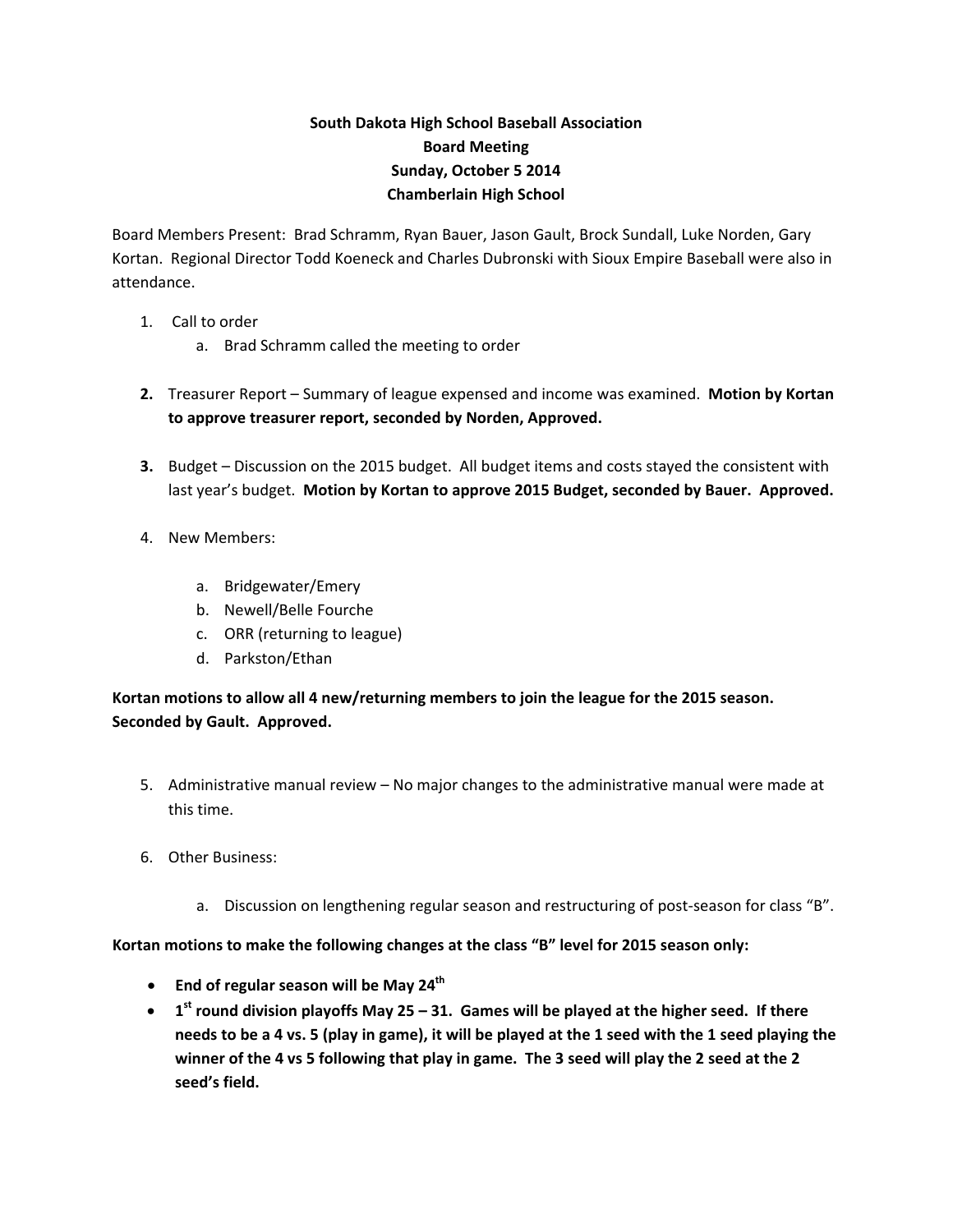**South Dakota High School Baseball Association**
**Board Meeting**
**Sunday, October 5 2014**
**Chamberlain High School**

Board Members Present: Brad Schramm, Ryan Bauer, Jason Gault, Brock Sundall, Luke Norden, Gary Kortan. Regional Director Todd Koeneck and Charles Dubronski with Sioux Empire Baseball were also in attendance.

1. Call to order
   a. Brad Schramm called the meeting to order

2. Treasurer Report – Summary of league expensed and income was examined. **Motion by Kortan to approve treasurer report, seconded by Norden, Approved.**

3. Budget – Discussion on the 2015 budget. All budget items and costs stayed the consistent with last year's budget. **Motion by Kortan to approve 2015 Budget, seconded by Bauer. Approved.**

4. New Members:

   a. Bridgewater/Emery
   b. Newell/Belle Fourche
   c. ORR (returning to league)
   d. Parkston/Ethan

**Kortan motions to allow all 4 new/returning members to join the league for the 2015 season. Seconded by Gault. Approved.**

5. Administrative manual review – No major changes to the administrative manual were made at this time.

6. Other Business:

   a. Discussion on lengthening regular season and restructuring of post-season for class "B".

**Kortan motions to make the following changes at the class "B" level for 2015 season only:**

- **End of regular season will be May 24th**
- **1st round division playoffs May 25 – 31. Games will be played at the higher seed. If there needs to be a 4 vs. 5 (play in game), it will be played at the 1 seed with the 1 seed playing the winner of the 4 vs 5 following that play in game. The 3 seed will play the 2 seed at the 2 seed's field.**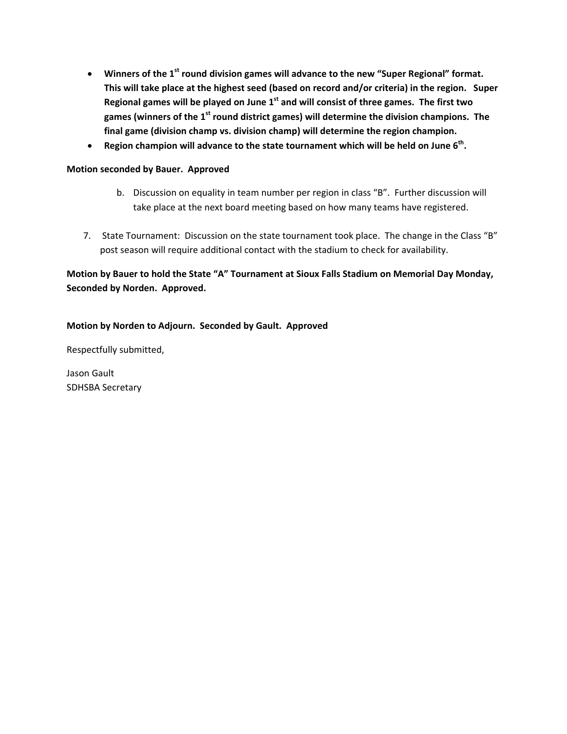- **Winners of the 1st round division games will advance to the new "Super Regional" format. This will take place at the highest seed (based on record and/or criteria) in the region. Super Regional games will be played on June 1st and will consist of three games. The first two games (winners of the 1st round district games) will determine the division champions. The final game (division champ vs. division champ) will determine the region champion.**
- **Region champion will advance to the state tournament which will be held on June 6th.**

**Motion seconded by Bauer. Approved**

b. Discussion on equality in team number per region in class "B". Further discussion will take place at the next board meeting based on how many teams have registered.

7. State Tournament: Discussion on the state tournament took place. The change in the Class "B" post season will require additional contact with the stadium to check for availability.

**Motion by Bauer to hold the State "A" Tournament at Sioux Falls Stadium on Memorial Day Monday, Seconded by Norden. Approved.**

**Motion by Norden to Adjourn. Seconded by Gault. Approved**

Respectfully submitted,

Jason Gault
SDHSBA Secretary